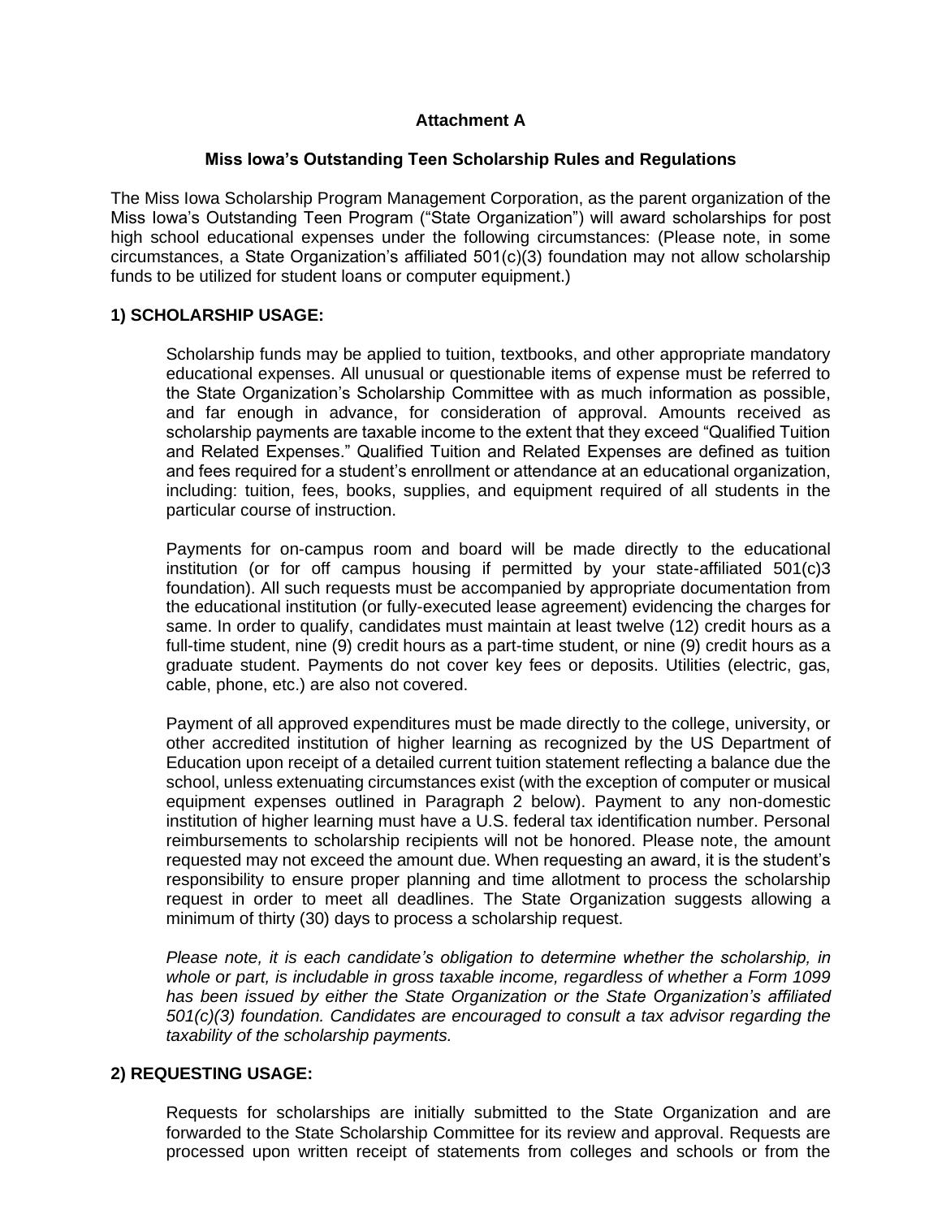**Attachment A**

**Miss Iowa's Outstanding Teen Scholarship Rules and Regulations**

The Miss Iowa Scholarship Program Management Corporation, as the parent organization of the Miss Iowa's Outstanding Teen Program ("State Organization") will award scholarships for post high school educational expenses under the following circumstances: (Please note, in some circumstances, a State Organization's affiliated 501(c)(3) foundation may not allow scholarship funds to be utilized for student loans or computer equipment.)

## 1) SCHOLARSHIP USAGE:

Scholarship funds may be applied to tuition, textbooks, and other appropriate mandatory educational expenses. All unusual or questionable items of expense must be referred to the State Organization's Scholarship Committee with as much information as possible, and far enough in advance, for consideration of approval. Amounts received as scholarship payments are taxable income to the extent that they exceed "Qualified Tuition and Related Expenses." Qualified Tuition and Related Expenses are defined as tuition and fees required for a student's enrollment or attendance at an educational organization, including: tuition, fees, books, supplies, and equipment required of all students in the particular course of instruction.

Payments for on-campus room and board will be made directly to the educational institution (or for off campus housing if permitted by your state-affiliated 501(c)3 foundation). All such requests must be accompanied by appropriate documentation from the educational institution (or fully-executed lease agreement) evidencing the charges for same. In order to qualify, candidates must maintain at least twelve (12) credit hours as a full-time student, nine (9) credit hours as a part-time student, or nine (9) credit hours as a graduate student. Payments do not cover key fees or deposits. Utilities (electric, gas, cable, phone, etc.) are also not covered.

Payment of all approved expenditures must be made directly to the college, university, or other accredited institution of higher learning as recognized by the US Department of Education upon receipt of a detailed current tuition statement reflecting a balance due the school, unless extenuating circumstances exist (with the exception of computer or musical equipment expenses outlined in Paragraph 2 below). Payment to any non-domestic institution of higher learning must have a U.S. federal tax identification number. Personal reimbursements to scholarship recipients will not be honored. Please note, the amount requested may not exceed the amount due. When requesting an award, it is the student's responsibility to ensure proper planning and time allotment to process the scholarship request in order to meet all deadlines. The State Organization suggests allowing a minimum of thirty (30) days to process a scholarship request.

*Please note, it is each candidate's obligation to determine whether the scholarship, in whole or part, is includable in gross taxable income, regardless of whether a Form 1099 has been issued by either the State Organization or the State Organization's affiliated 501(c)(3) foundation. Candidates are encouraged to consult a tax advisor regarding the taxability of the scholarship payments.*

## 2) REQUESTING USAGE:

Requests for scholarships are initially submitted to the State Organization and are forwarded to the State Scholarship Committee for its review and approval. Requests are processed upon written receipt of statements from colleges and schools or from the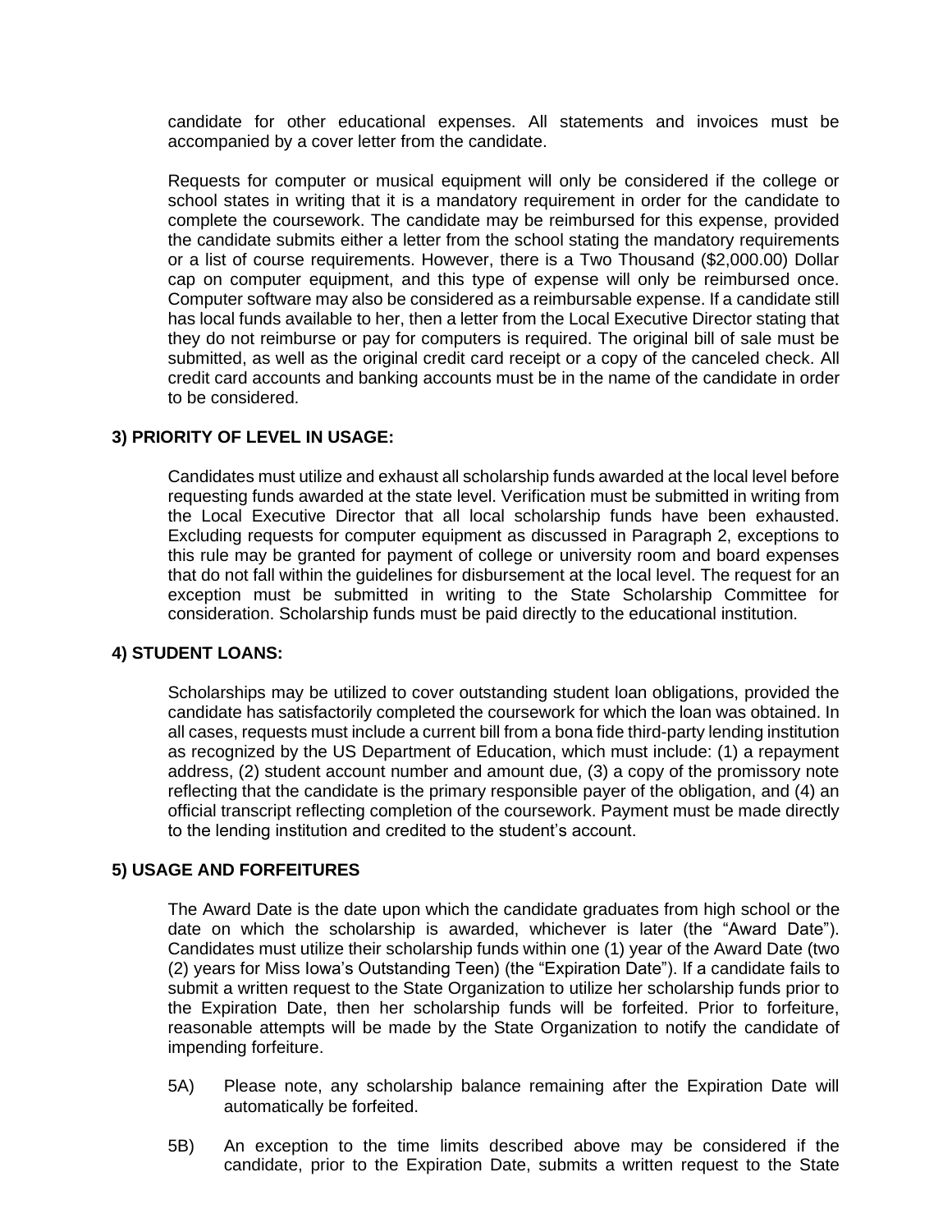candidate for other educational expenses. All statements and invoices must be accompanied by a cover letter from the candidate.

Requests for computer or musical equipment will only be considered if the college or school states in writing that it is a mandatory requirement in order for the candidate to complete the coursework. The candidate may be reimbursed for this expense, provided the candidate submits either a letter from the school stating the mandatory requirements or a list of course requirements. However, there is a Two Thousand ($2,000.00) Dollar cap on computer equipment, and this type of expense will only be reimbursed once. Computer software may also be considered as a reimbursable expense. If a candidate still has local funds available to her, then a letter from the Local Executive Director stating that they do not reimburse or pay for computers is required. The original bill of sale must be submitted, as well as the original credit card receipt or a copy of the canceled check. All credit card accounts and banking accounts must be in the name of the candidate in order to be considered.

**3) PRIORITY OF LEVEL IN USAGE:**

Candidates must utilize and exhaust all scholarship funds awarded at the local level before requesting funds awarded at the state level. Verification must be submitted in writing from the Local Executive Director that all local scholarship funds have been exhausted. Excluding requests for computer equipment as discussed in Paragraph 2, exceptions to this rule may be granted for payment of college or university room and board expenses that do not fall within the guidelines for disbursement at the local level. The request for an exception must be submitted in writing to the State Scholarship Committee for consideration. Scholarship funds must be paid directly to the educational institution.

**4) STUDENT LOANS:**

Scholarships may be utilized to cover outstanding student loan obligations, provided the candidate has satisfactorily completed the coursework for which the loan was obtained. In all cases, requests must include a current bill from a bona fide third-party lending institution as recognized by the US Department of Education, which must include: (1) a repayment address, (2) student account number and amount due, (3) a copy of the promissory note reflecting that the candidate is the primary responsible payer of the obligation, and (4) an official transcript reflecting completion of the coursework. Payment must be made directly to the lending institution and credited to the student's account.

**5) USAGE AND FORFEITURES**

The Award Date is the date upon which the candidate graduates from high school or the date on which the scholarship is awarded, whichever is later (the "Award Date"). Candidates must utilize their scholarship funds within one (1) year of the Award Date (two (2) years for Miss Iowa's Outstanding Teen) (the "Expiration Date"). If a candidate fails to submit a written request to the State Organization to utilize her scholarship funds prior to the Expiration Date, then her scholarship funds will be forfeited. Prior to forfeiture, reasonable attempts will be made by the State Organization to notify the candidate of impending forfeiture.

5A) Please note, any scholarship balance remaining after the Expiration Date will automatically be forfeited.

5B) An exception to the time limits described above may be considered if the candidate, prior to the Expiration Date, submits a written request to the State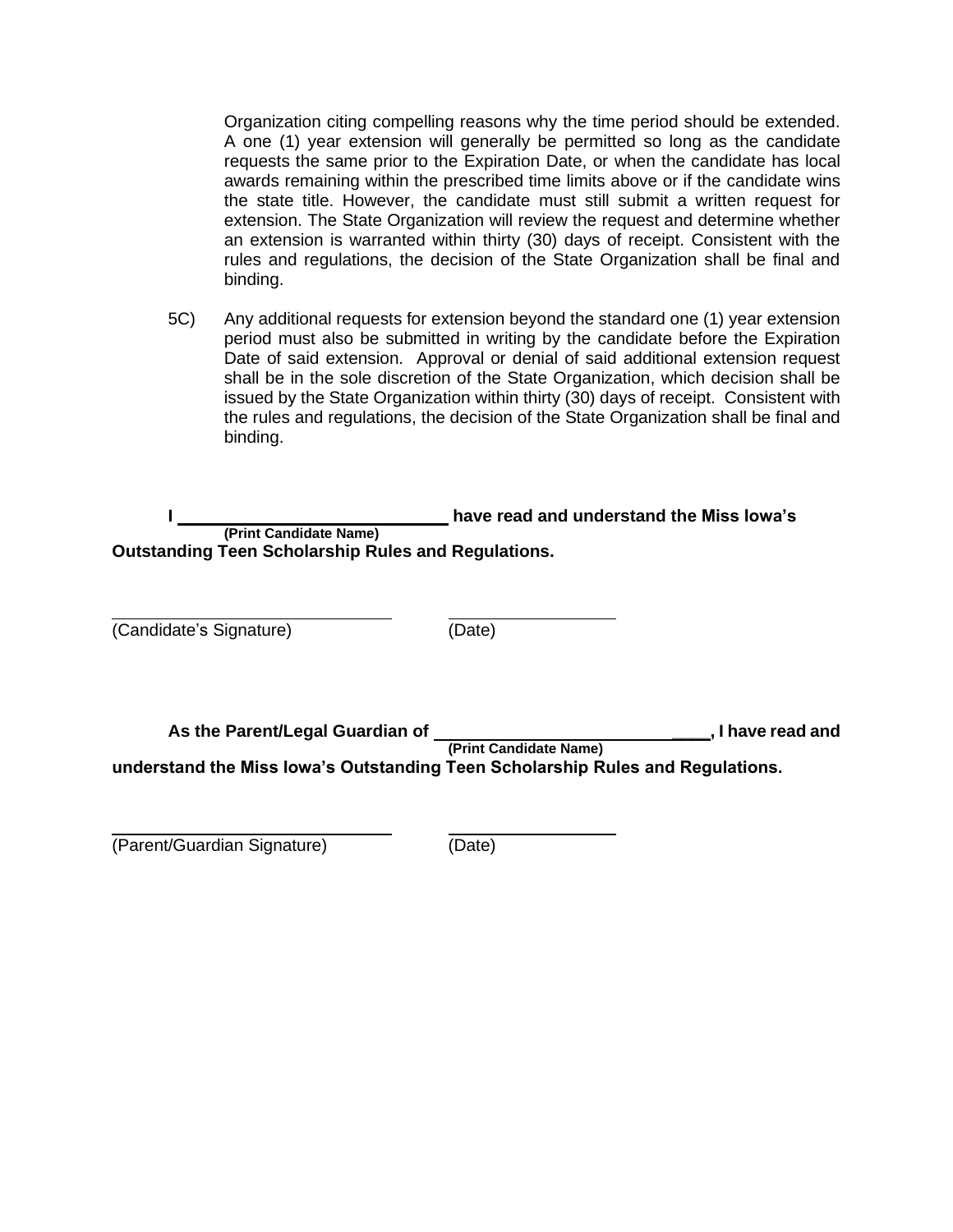Organization citing compelling reasons why the time period should be extended. A one (1) year extension will generally be permitted so long as the candidate requests the same prior to the Expiration Date, or when the candidate has local awards remaining within the prescribed time limits above or if the candidate wins the state title. However, the candidate must still submit a written request for extension. The State Organization will review the request and determine whether an extension is warranted within thirty (30) days of receipt. Consistent with the rules and regulations, the decision of the State Organization shall be final and binding.

5C) Any additional requests for extension beyond the standard one (1) year extension period must also be submitted in writing by the candidate before the Expiration Date of said extension. Approval or denial of said additional extension request shall be in the sole discretion of the State Organization, which decision shall be issued by the State Organization within thirty (30) days of receipt. Consistent with the rules and regulations, the decision of the State Organization shall be final and binding.

**I \_\_\_\_\_\_\_\_\_\_\_\_\_\_\_\_\_\_\_\_\_\_\_\_\_\_\_\_ have read and understand the Miss Iowa's**
**(Print Candidate Name)**
**Outstanding Teen Scholarship Rules and Regulations.**

\_\_\_\_\_\_\_\_\_\_\_\_\_\_\_\_\_\_\_\_\_\_\_\_\_\_\_\_ \_\_\_\_\_\_\_\_\_\_\_\_\_\_\_\_\_\_
(Candidate's Signature) (Date)

**As the Parent/Legal Guardian of \_\_\_\_\_\_\_\_\_\_\_\_\_\_\_\_\_\_\_\_\_\_\_\_\_\_\_\_, I have read and**
**(Print Candidate Name)**
**understand the Miss Iowa's Outstanding Teen Scholarship Rules and Regulations.**

\_\_\_\_\_\_\_\_\_\_\_\_\_\_\_\_\_\_\_\_\_\_\_\_\_\_\_\_ \_\_\_\_\_\_\_\_\_\_\_\_\_\_\_\_\_\_
(Parent/Guardian Signature) (Date)